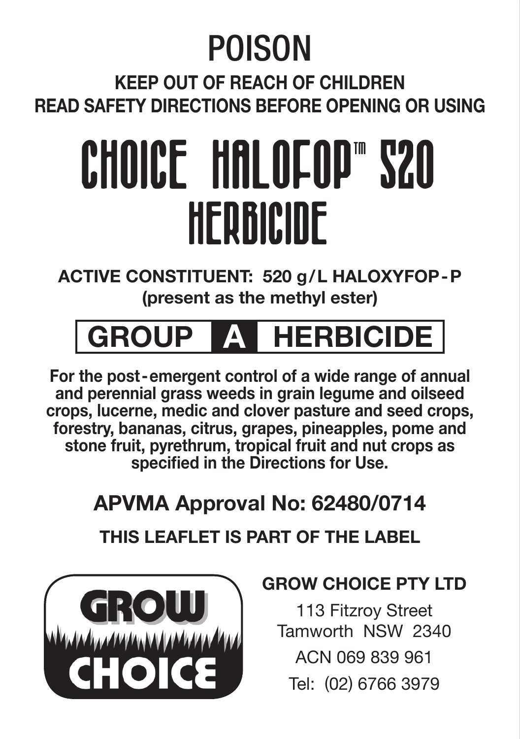# POISON

**KEEP OUT OF REACH OF CHILDREN**
**READ SAFETY DIRECTIONS BEFORE OPENING OR USING**

# CHOICE HALOFOP™ 520 HERBICIDE

**ACTIVE CONSTITUENT: 520 g/L HALOXYFOP-P**
**(present as the methyl ester)**

## GROUP A HERBICIDE

**For the post-emergent control of a wide range of annual and perennial grass weeds in grain legume and oilseed crops, lucerne, medic and clover pasture and seed crops, forestry, bananas, citrus, grapes, pineapples, pome and stone fruit, pyrethrum, tropical fruit and nut crops as specified in the Directions for Use.**

**APVMA Approval No: 62480/0714**

**THIS LEAFLET IS PART OF THE LABEL**

GROW CHOICE

**GROW CHOICE PTY LTD**

113 Fitzroy Street
Tamworth NSW 2340
ACN 069 839 961
Tel: (02) 6766 3979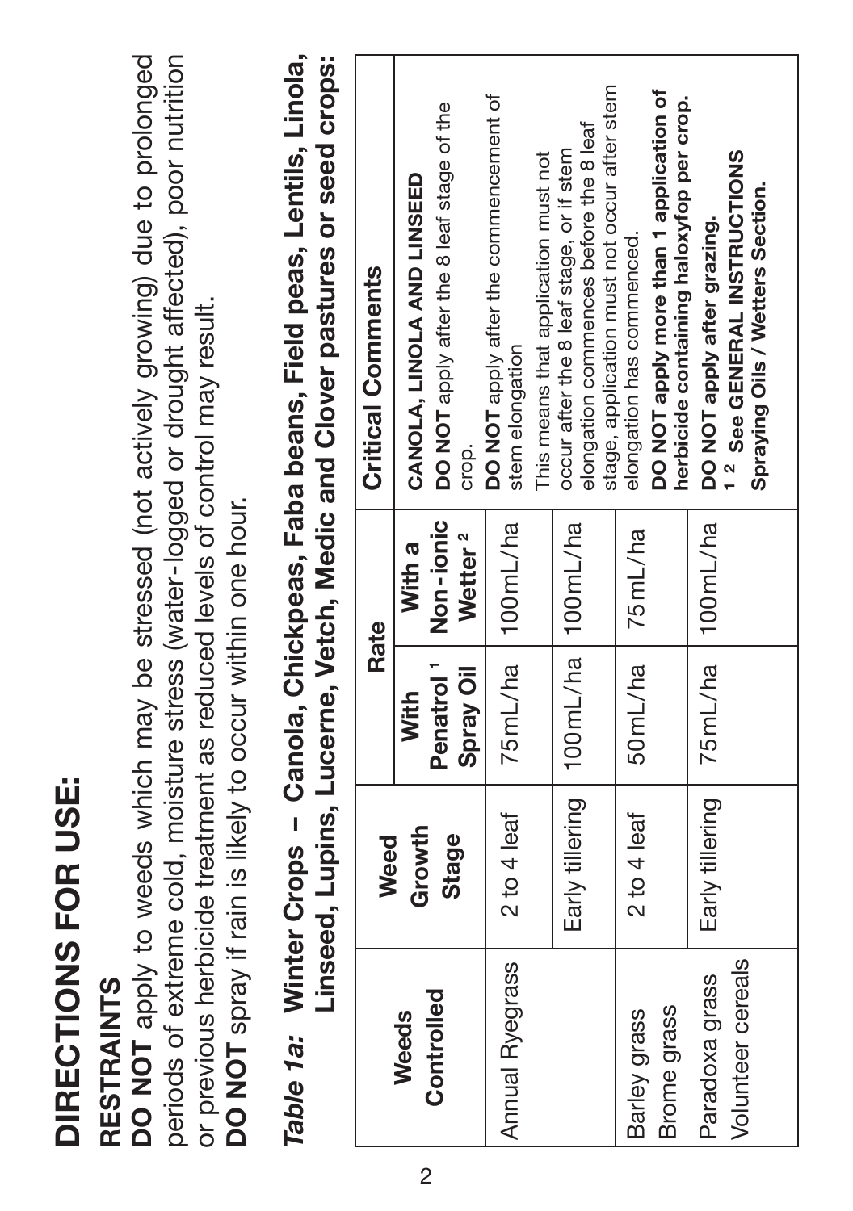# DIRECTIONS FOR USE:

## RESTRAINTS

**DO NOT** apply to weeds which may be stressed (not actively growing) due to prolonged periods of extreme cold, moisture stress (water-logged or drought affected), poor nutrition or previous herbicide treatment as reduced levels of control may result.

**DO NOT** spray if rain is likely to occur within one hour.

***Table 1a:* Winter Crops – Canola, Chickpeas, Faba beans, Field peas, Lentils, Linola, Linseed, Lupins, Lucerne, Vetch, Medic and Clover pastures or seed crops:**

| Weeds Controlled | Weed Growth Stage | Rate | | Critical Comments |
|---|---|---|---|---|
| | | With Penatrol [1] Spray Oil | With a Non-ionic Wetter [2] | |
| Annual Ryegrass | 2 to 4 leaf | 75mL/ha | 100mL/ha | **CANOLA, LINOLA AND LINSEED**<br>**DO NOT** apply after the 8 leaf stage of the crop.<br>**DO NOT** apply after the commencement of stem elongation<br>This means that application must not occur after the 8 leaf stage, or if stem elongation commences before the 8 leaf stage, application must not occur after stem elongation has commenced.<br>**DO NOT apply more than 1 application of herbicide containing haloxyfop per crop.**<br>**DO NOT apply after grazing.**<br>**[1] [2] See GENERAL INSTRUCTIONS Spraying Oils / Wetters Section.** |
| | Early tillering | 100mL/ha | 100mL/ha | |
| Barley grass<br>Brome grass | 2 to 4 leaf | 50mL/ha | 75mL/ha | |
| Paradoxa grass<br>Volunteer cereals | Early tillering | 75mL/ha | 100mL/ha | |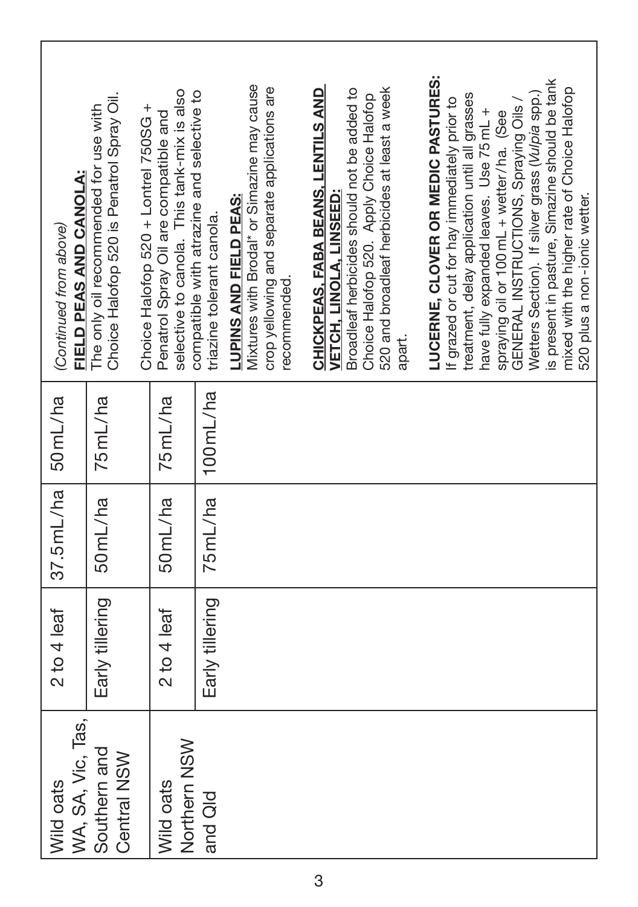| | | | | |
|---|---|---|---|---|
| Wild oats<br>WA, SA, Vic, Tas, Southern and Central NSW | 2 to 4 leaf | 37.5mL/ha | 50mL/ha | *(Continued from above)*<br>**FIELD PEAS AND CANOLA:**<br>The only oil recommended for use with Choice Halofop 520 is Penatrol Spray Oil.<br><br>Choice Halofop 520 + Lontrel 750SG + Penatrol Spray Oil are compatible and selective to canola. This tank-mix is also compatible with atrazine and selective to triazine tolerant canola.<br><br>**LUPINS AND FIELD PEAS:**<br>Mixtures with Brodal* or Simazine may cause crop yellowing and separate applications are recommended.<br><br>**CHICKPEAS, FABA BEANS, LENTILS AND VETCH, LINOLA, LINSEED:**<br>Broadleaf herbicides should not be added to Choice Halofop 520. Apply Choice Halofop 520 and broadleaf herbicides at least a week apart.<br><br>**LUCERNE, CLOVER OR MEDIC PASTURES:**<br>If grazed or cut for hay immediately prior to treatment, delay application until all grasses have fully expanded leaves. Use 75mL + spraying oil or 100mL + wetter/ha. (See GENERAL INSTRUCTIONS, Spraying Oils / Wetters Section). If silver grass (*Vulpia* spp.) is present in pasture, Simazine should be tank mixed with the higher rate of Choice Halofop 520 plus a non-ionic wetter. |
| | Early tillering | 50mL/ha | 75mL/ha | |
| Wild oats<br>Northern NSW and Qld | 2 to 4 leaf | 50mL/ha | 75mL/ha | |
| | Early tillering | 75mL/ha | 100mL/ha | |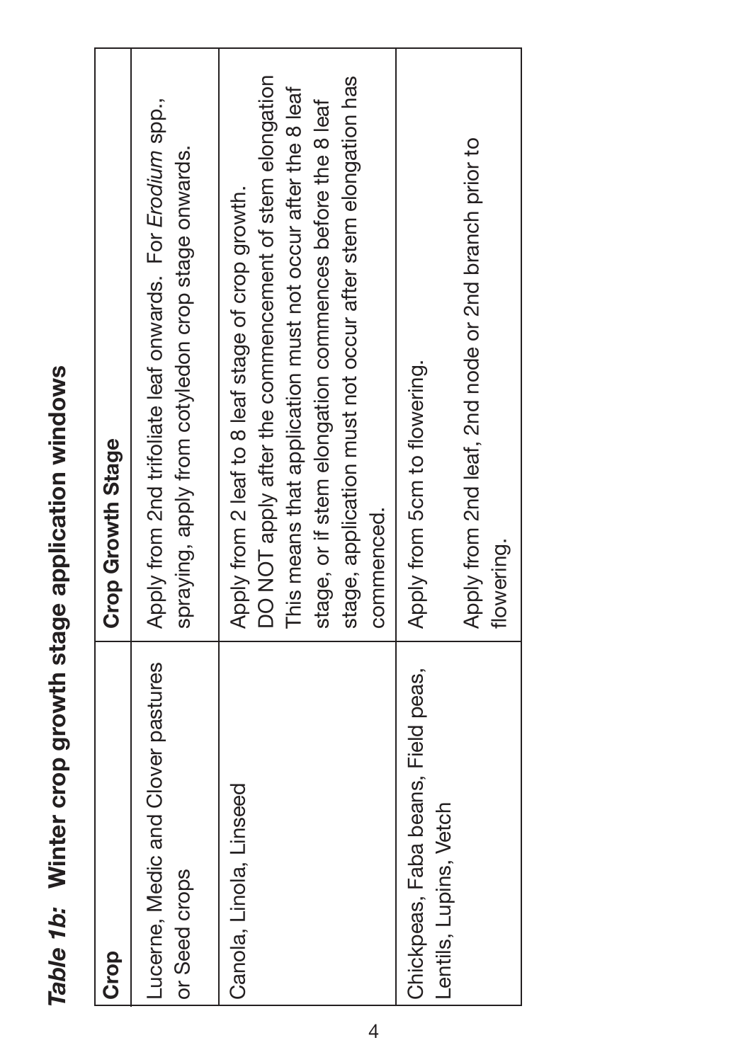***Table 1b:* Winter crop growth stage application windows**

| Crop | Crop Growth Stage |
|---|---|
| Lucerne, Medic and Clover pastures or Seed crops | Apply from 2nd trifoliate leaf onwards. For *Erodium* spp., spraying, apply from cotyledon crop stage onwards. |
| Canola, Linola, Linseed | Apply from 2 leaf to 8 leaf stage of crop growth. DO NOT apply after the commencement of stem elongation This means that application must not occur after the 8 leaf stage, or if stem elongation commences before the 8 leaf stage, application must not occur after stem elongation has commenced. |
| Chickpeas, Faba beans, Field peas, | Apply from 5cm to flowering. |
| Lentils, Lupins, Vetch | Apply from 2nd leaf, 2nd node or 2nd branch prior to flowering. |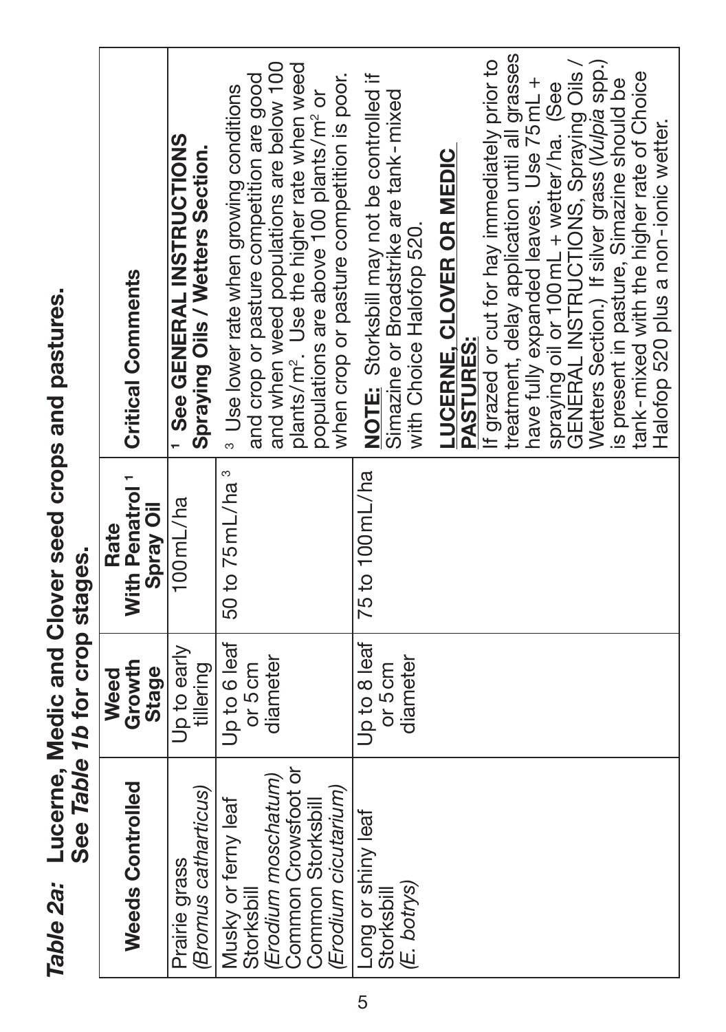***Table 2a:*** **Lucerne, Medic and Clover seed crops and pastures. See *Table 1b* for crop stages.**

| Weeds Controlled | Weed Growth Stage | Rate With Penatrol [1] Spray Oil | Critical Comments |
|---|---|---|---|
| Prairie grass (*Bromus catharticus*) | Up to early tillering | 100 mL/ha | [1] **See GENERAL INSTRUCTIONS Spraying Oils / Wetters Section.** |
| Musky or ferny leaf Storksbill (*Erodium moschatum*) Common Crowsfoot or Common Storksbill (*Erodium cicutarium*) | Up to 6 leaf or 5 cm diameter | 50 to 75 mL/ha [3] | [3] Use lower rate when growing conditions and crop or pasture competition are good and when weed populations are below 100 plants/m². Use the higher rate when weed populations are above 100 plants/m² or when crop or pasture competition is poor. |
| Long or shiny leaf Storksbill (*E. botrys*) | Up to 8 leaf or 5 cm diameter | 75 to 100 mL/ha | **NOTE:** Storksbill may not be controlled if Simazine or Broadstrike are tank-mixed with Choice Halofop 520.<br><br>**LUCERNE, CLOVER OR MEDIC PASTURES:**<br>If grazed or cut for hay immediately prior to treatment, delay application until all grasses have fully expanded leaves. Use 75 mL + spraying oil or 100 mL + wetter/ha. (See GENERAL INSTRUCTIONS, Spraying Oils / Wetters Section.) If silver grass (*Vulpia* spp.) is present in pasture, Simazine should be tank-mixed with the higher rate of Choice Halofop 520 plus a non-ionic wetter. |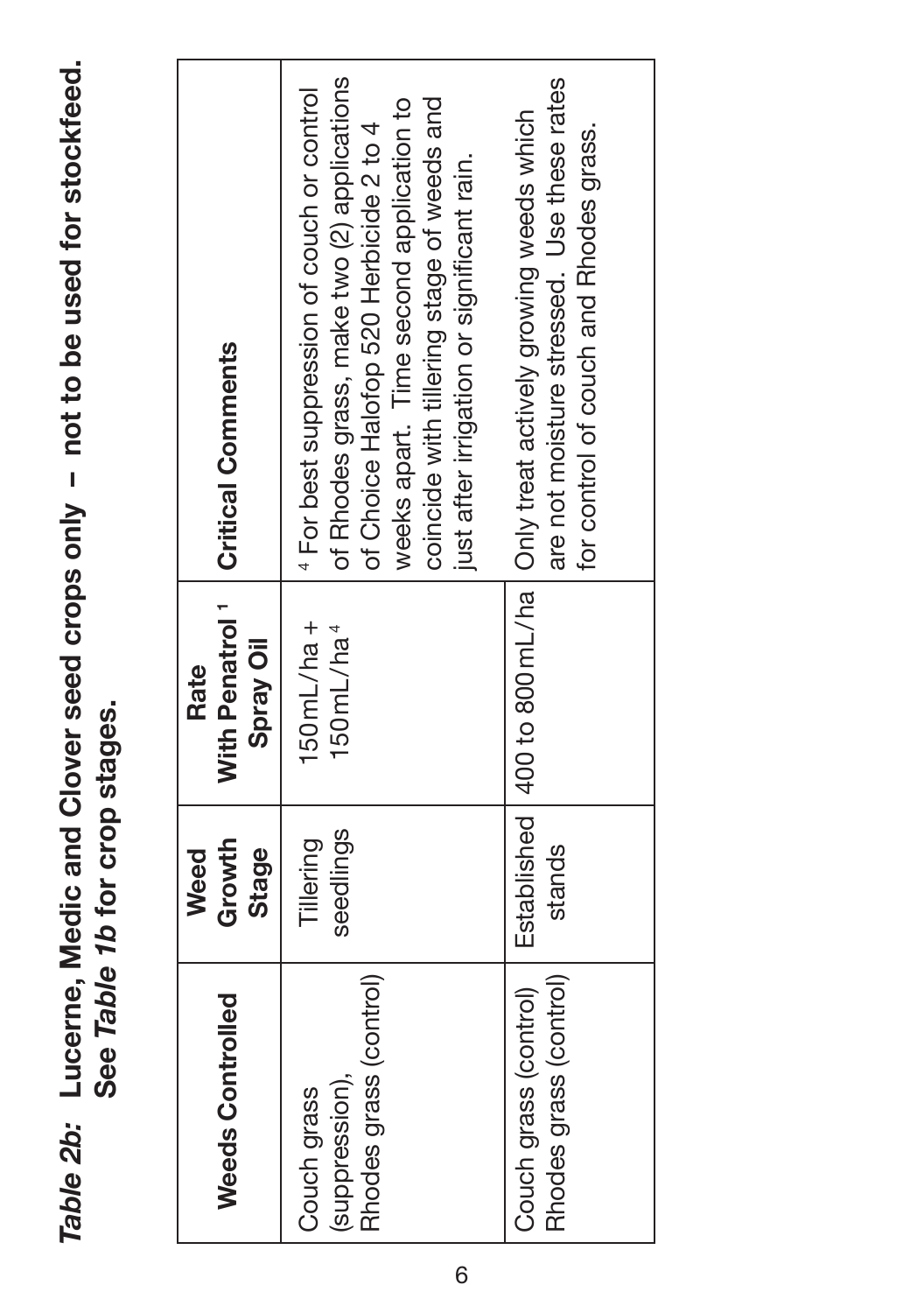***Table 2b:*** **Lucerne, Medic and Clover seed crops only – not to be used for stockfeed. See *Table 1b* for crop stages.**

| Weeds Controlled | Weed Growth Stage | Rate With Penatrol [1] Spray Oil | Critical Comments |
|---|---|---|---|
| Couch grass (suppression), Rhodes grass (control) | Tillering seedlings | 150mL/ha + 150mL/ha [4] | [4] For best suppression of couch or control of Rhodes grass, make two (2) applications of Choice Halofop 520 Herbicide 2 to 4 weeks apart. Time second application to coincide with tillering stage of weeds and just after irrigation or significant rain. |
| Couch grass (control) Rhodes grass (control) | Established stands | 400 to 800mL/ha | Only treat actively growing weeds which are not moisture stressed. Use these rates for control of couch and Rhodes grass. |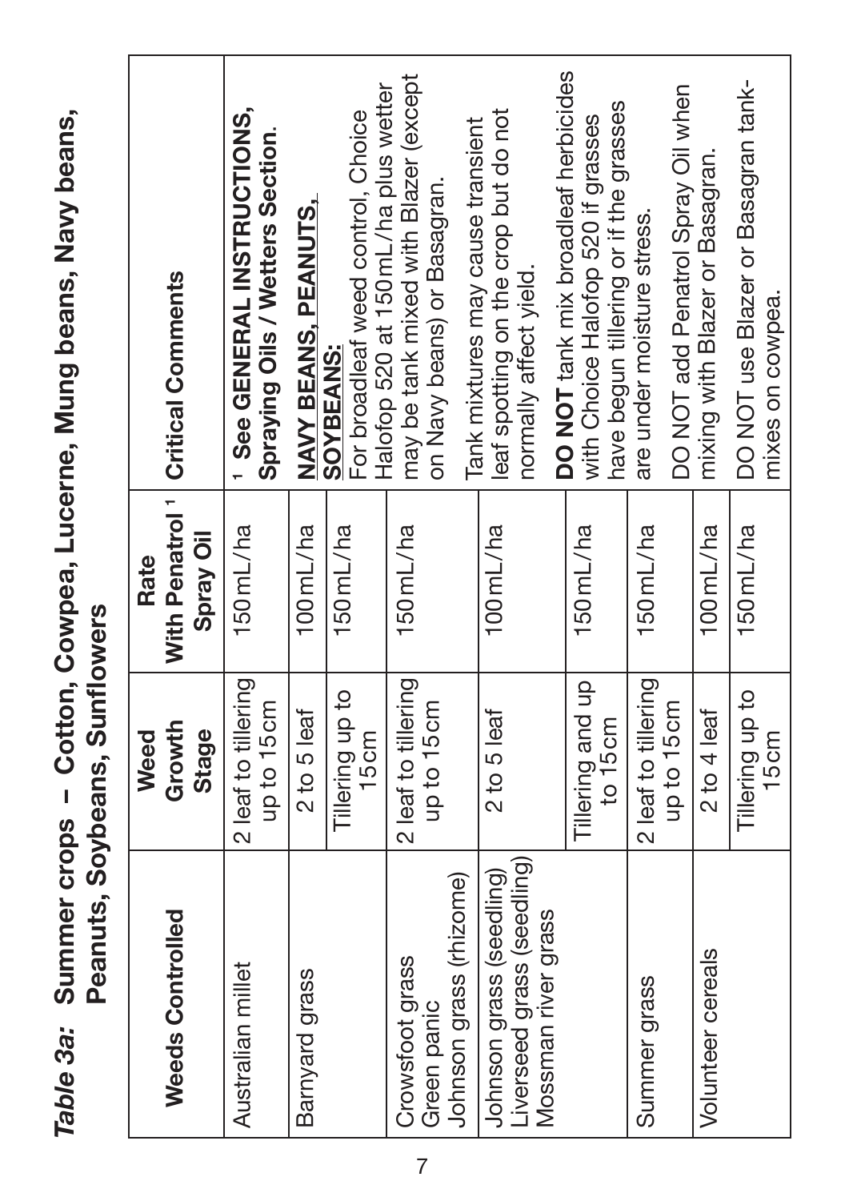*Table 3a:* **Summer crops – Cotton, Cowpea, Lucerne, Mung beans, Navy beans, Peanuts, Soybeans, Sunflowers**

| Weeds Controlled | Weed Growth Stage | Rate With Penatrol [1] Spray Oil | Critical Comments |
|---|---|---|---|
| Australian millet | 2 leaf to tillering up to 15cm | 150mL/ha | [1] **See GENERAL INSTRUCTIONS, Spraying Oils / Wetters Section.** |
| Barnyard grass | 2 to 5 leaf | 100mL/ha | **NAVY BEANS, PEANUTS, SOYBEANS:** |
| | Tillering up to 15cm | 150mL/ha | For broadleaf weed control, Choice Halofop 520 at 150mL/ha plus wetter may be tank mixed with Blazer (except on Navy beans) or Basagran. |
| Crowsfoot grass<br>Green panic<br>Johnson grass (rhizome) | 2 leaf to tillering up to 15cm | 150mL/ha | |
| Johnson grass (seedling)<br>Liverseed grass (seedling)<br>Mossman river grass | 2 to 5 leaf | 100mL/ha | Tank mixtures may cause transient leaf spotting on the crop but do not normally affect yield. |
| | Tillering and up to 15cm | 150mL/ha | **DO NOT** tank mix broadleaf herbicides with Choice Halofop 520 if grasses have begun tillering or if the grasses are under moisture stress. |
| Summer grass | 2 leaf to tillering up to 15cm | 150mL/ha | |
| Volunteer cereals | 2 to 4 leaf | 100mL/ha | DO NOT add Penatrol Spray Oil when mixing with Blazer or Basagran. |
| | Tillering up to 15cm | 150mL/ha | DO NOT use Blazer or Basagran tank-mixes on cowpea. |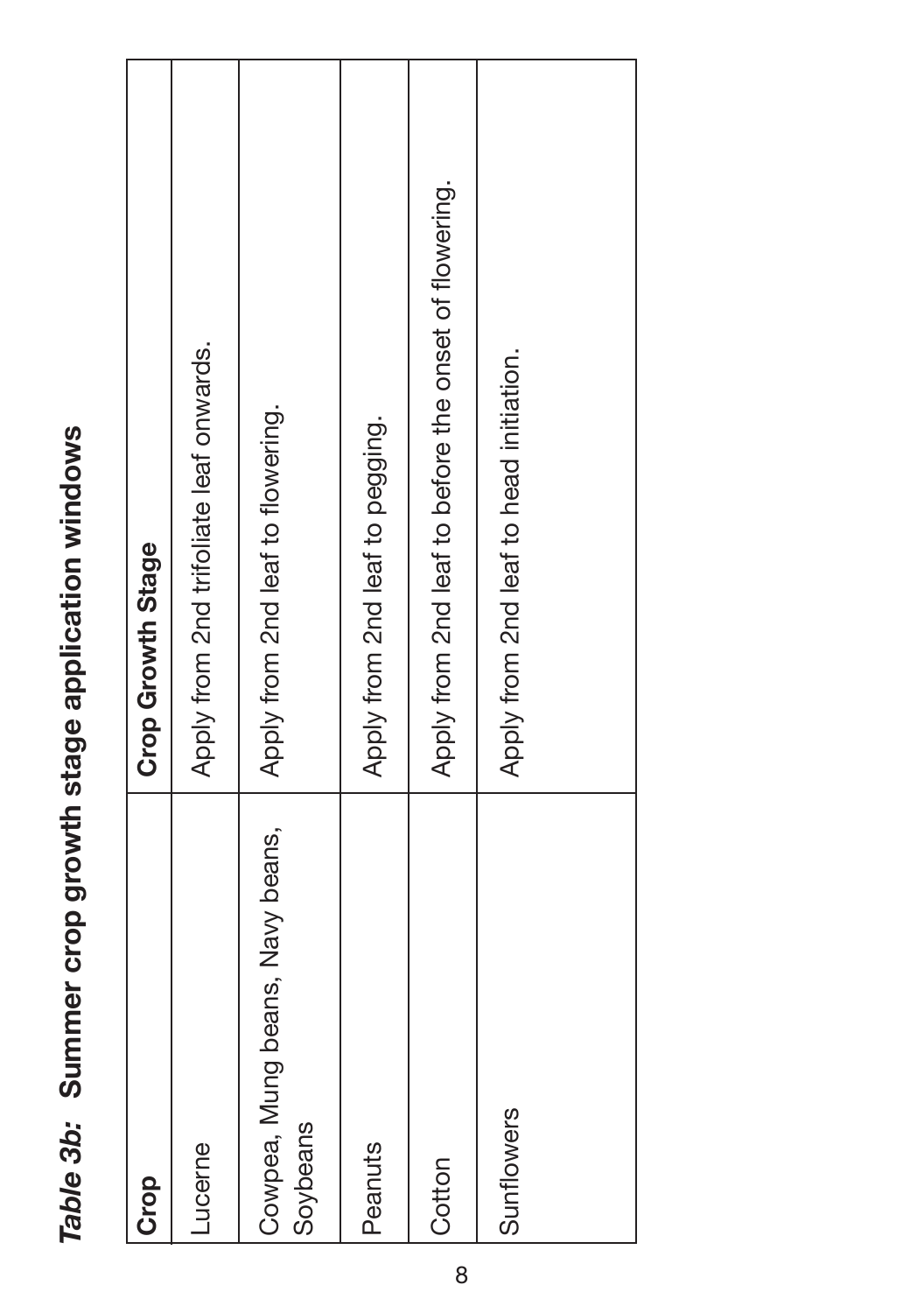***Table 3b:* Summer crop growth stage application windows**

| Crop | Crop Growth Stage |
|---|---|
| Lucerne | Apply from 2nd trifoliate leaf onwards. |
| Cowpea, Mung beans, Navy beans, Soybeans | Apply from 2nd leaf to flowering. |
| Peanuts | Apply from 2nd leaf to pegging. |
| Cotton | Apply from 2nd leaf to before the onset of flowering. |
| Sunflowers | Apply from 2nd leaf to head initiation. |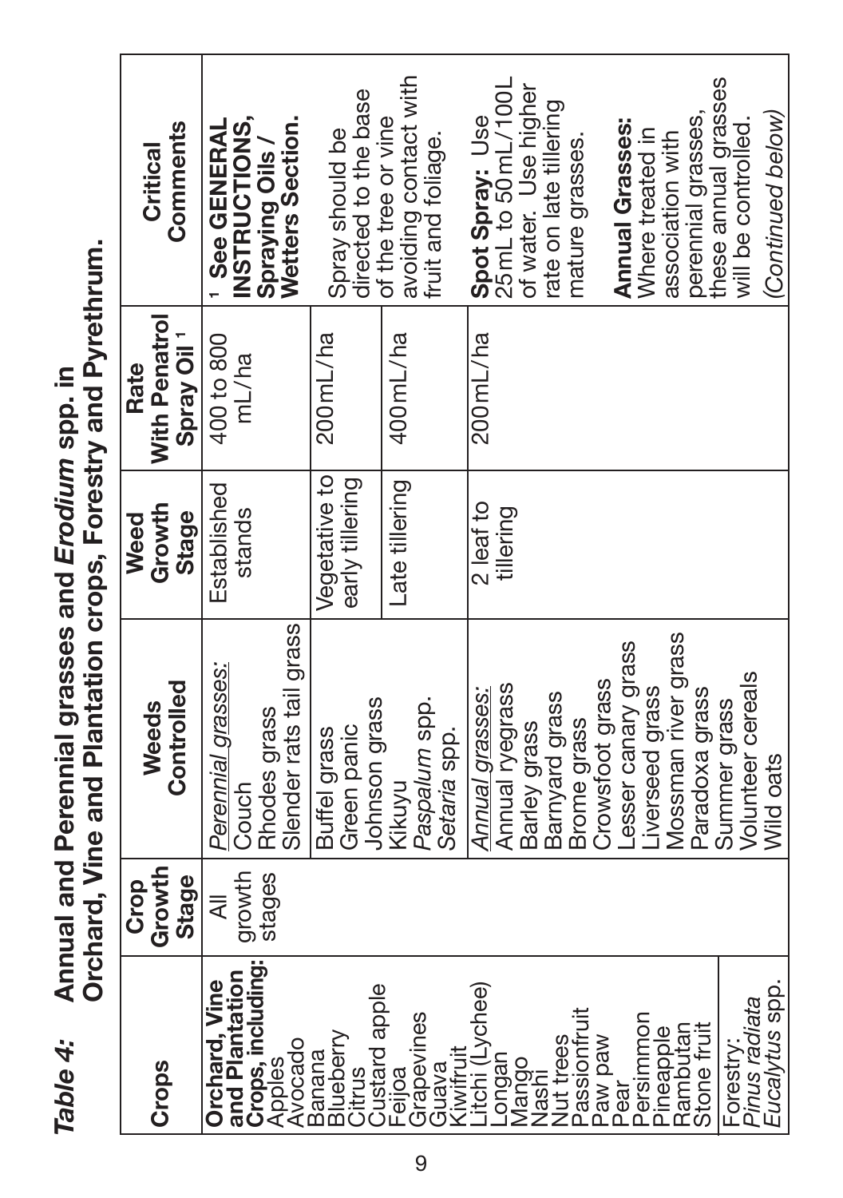***Table 4:*** **Annual and Perennial grasses and *Erodium* spp. in Orchard, Vine and Plantation crops, Forestry and Pyrethrum.**

| Crops | Crop Growth Stage | Weeds Controlled | Weed Growth Stage | Rate With Penatrol Spray Oil [1] | Critical Comments |
|---|---|---|---|---|---|
| **Orchard, Vine and Plantation Crops, including:** Apples, Avocado, Banana, Blueberry, Citrus, Custard apple, Feijoa, Grapevines, Guava, Kiwifruit, Litchi (Lychee), Longan, Mango, Nashi, Nut trees, Passionfruit, Paw paw, Pear, Persimmon, Pineapple, Rambutan, Stone fruit | All growth stages | *Perennial grasses:* Couch, Rhodes grass, Slender rats tail grass | Established stands | 400 to 800 mL/ha | [1] **See GENERAL INSTRUCTIONS, Spraying Oils / Wetters Section.** |
| | | Buffel grass, Green panic, Johnson grass, Kikuyu, *Paspalum* spp., *Setaria* spp. | Vegetative to early tillering | 200 mL/ha | Spray should be directed to the base of the tree or vine avoiding contact with fruit and foliage. |
| | | | Late tillering | 400 mL/ha | |
| | | *Annual grasses:* Annual ryegrass, Barley grass, Barnyard grass, Brome grass, Crowsfoot grass, Lesser canary grass, Liverseed grass, Mossman river grass, Paradoxa grass, Summer grass, Volunteer cereals, Wild oats | 2 leaf to tillering | 200 mL/ha | **Spot Spray:** Use 25 mL to 50 mL/100L of water. Use higher rate on late tillering mature grasses. **Annual Grasses:** Where treated in association with perennial grasses, these annual grasses will be controlled. *(Continued below)* |
| Forestry: *Pinus radiata*, *Eucalytus* spp. | | | | | |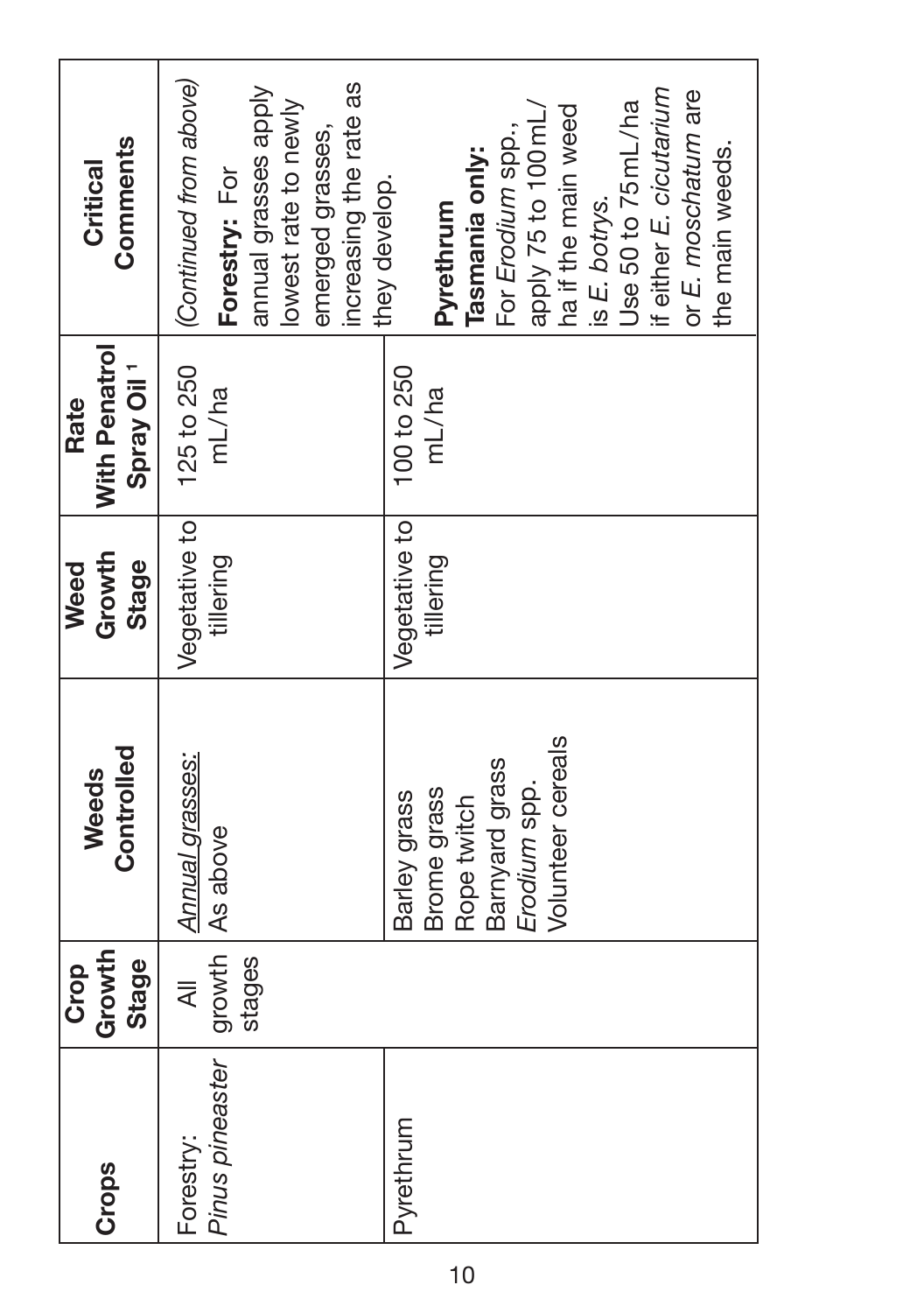| Crops | Crop Growth Stage | Weeds Controlled | Weed Growth Stage | Rate With Penatrol Spray Oil[1] | Critical Comments |
|---|---|---|---|---|---|
| Forestry: *Pinus pineaster* | All growth stages | <u>*Annual grasses:*</u> As above | Vegetative to tillering | 125 to 250 mL/ha | *(Continued from above)* **Forestry:** For annual grasses apply lowest rate to newly emerged grasses, increasing the rate as they develop. |
| Pyrethrum | | Barley grass<br>Brome grass<br>Rope twitch<br>Barnyard grass<br>*Erodium* spp.<br>Volunteer cereals | Vegetative to tillering | 100 to 250 mL/ha | **Pyrethrum Tasmania only:** For *Erodium* spp., apply 75 to 100 mL/ha if the main weed is *E. botrys.* Use 50 to 75 mL/ha if either *E. cicutarium* or *E. moschatum* are the main weeds. |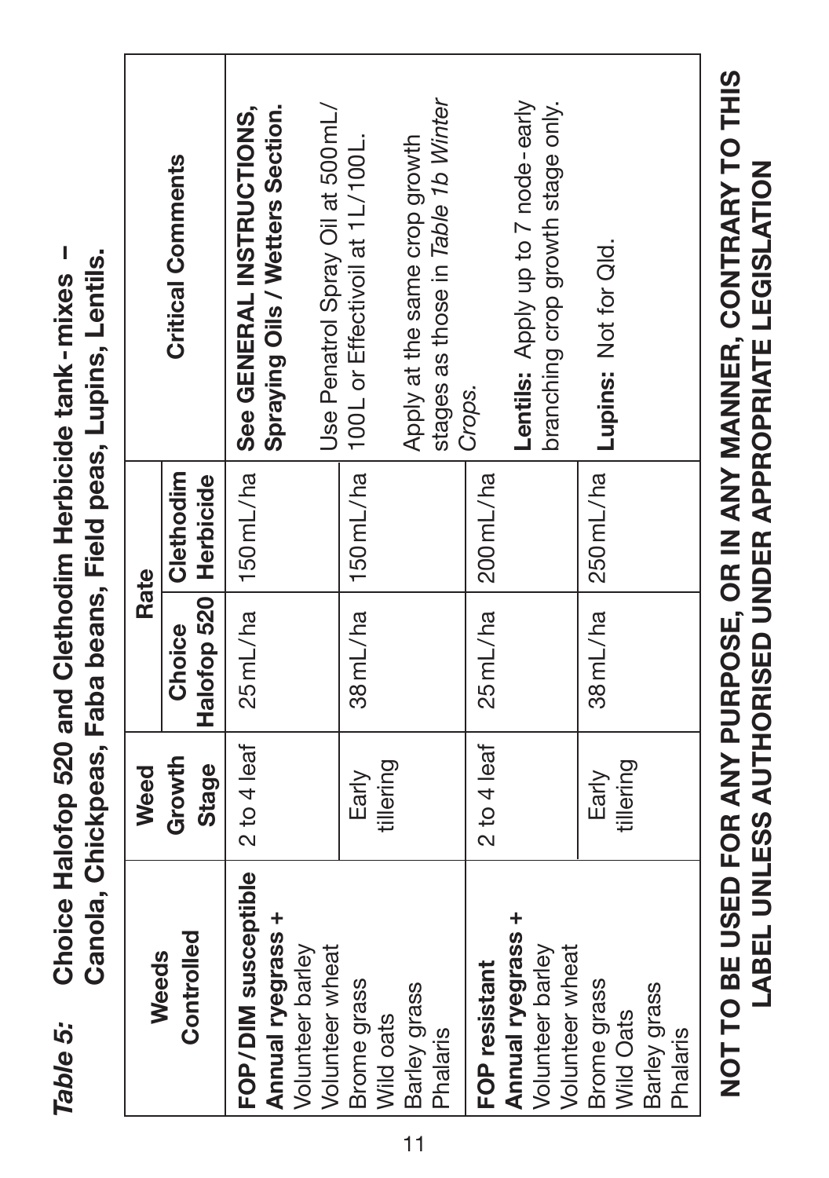*Table 5:* **Choice Halofop 520 and Clethodim Herbicide tank-mixes – Canola, Chickpeas, Faba beans, Field peas, Lupins, Lentils.**

| Weeds Controlled | Weed Growth Stage | Rate | | Critical Comments |
|---|---|---|---|---|
| | | Choice Halofop 520 | Clethodim Herbicide | |
| **FOP/DIM susceptible Annual ryegrass +** Volunteer barley Volunteer wheat | 2 to 4 leaf | 25 mL/ha | 150 mL/ha | **See GENERAL INSTRUCTIONS, Spraying Oils / Wetters Section.** Use Penatrol Spray Oil at 500 mL/100L or Effectivoil at 1 L/100L. Apply at the same crop growth stages as those in *Table 1b Winter Crops.* **Lentils:** Apply up to 7 node-early branching crop growth stage only. **Lupins:** Not for Qld. |
| Brome grass Wild oats Barley grass Phalaris | Early tillering | 38 mL/ha | 150 mL/ha | |
| **FOP resistant Annual ryegrass +** Volunteer barley Volunteer wheat | 2 to 4 leaf | 25 mL/ha | 200 mL/ha | |
| Brome grass Wild Oats Barley grass Phalaris | Early tillering | 38 mL/ha | 250 mL/ha | |

**NOT TO BE USED FOR ANY PURPOSE, OR IN ANY MANNER, CONTRARY TO THIS LABEL UNLESS AUTHORISED UNDER APPROPRIATE LEGISLATION**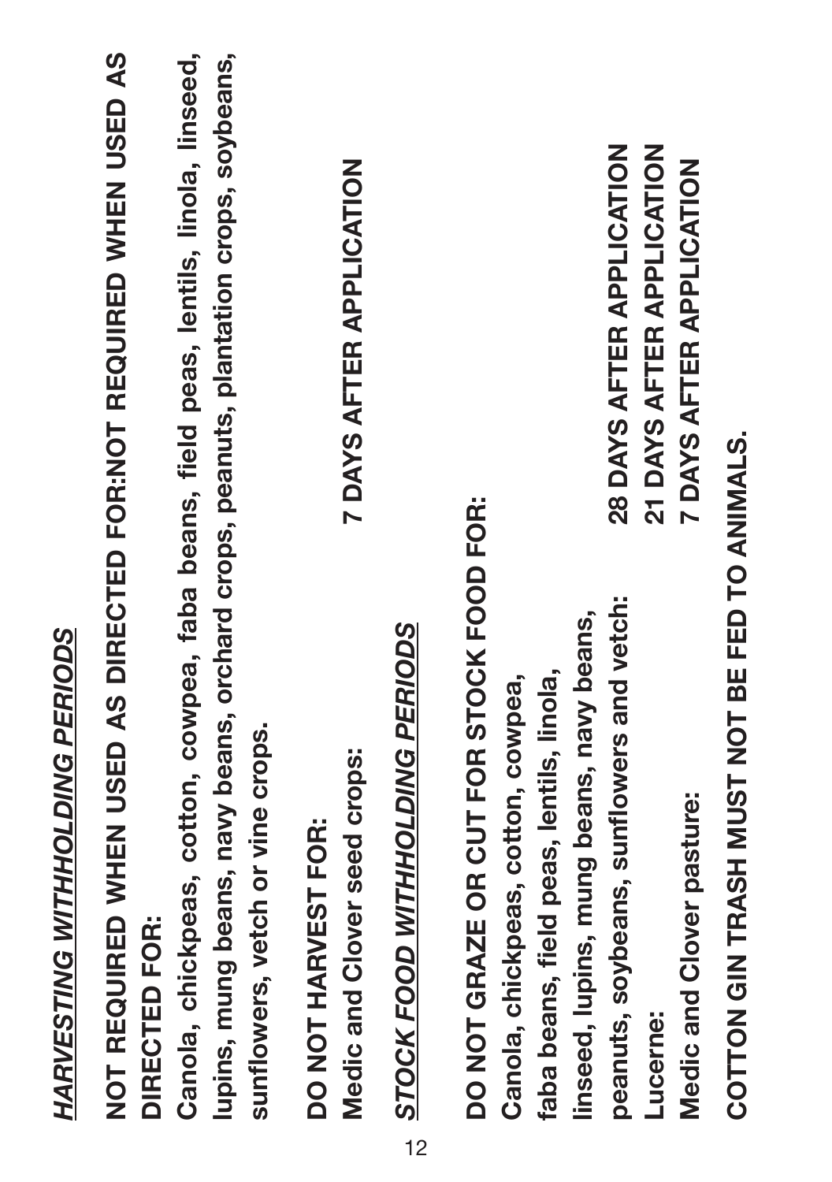## *HARVESTING WITHHOLDING PERIODS*

**NOT REQUIRED WHEN USED AS DIRECTED FOR:NOT REQUIRED WHEN USED AS DIRECTED FOR:**

**Canola, chickpeas, cotton, cowpea, faba beans, field peas, lentils, linola, linseed, lupins, mung beans, navy beans, orchard crops, peanuts, plantation crops, soybeans, sunflowers, vetch or vine crops.**

**DO NOT HARVEST FOR:**

**Medic and Clover seed crops:** **7 DAYS AFTER APPLICATION**

## *STOCK FOOD WITHHOLDING PERIODS*

**DO NOT GRAZE OR CUT FOR STOCK FOOD FOR:**

**Canola, chickpeas, cotton, cowpea, faba beans, field peas, lentils, linola, linseed, lupins, mung beans, navy beans, peanuts, soybeans, sunflowers and vetch:** **28 DAYS AFTER APPLICATION**

**Lucerne:** **21 DAYS AFTER APPLICATION**

**Medic and Clover pasture:** **7 DAYS AFTER APPLICATION**

**COTTON GIN TRASH MUST NOT BE FED TO ANIMALS.**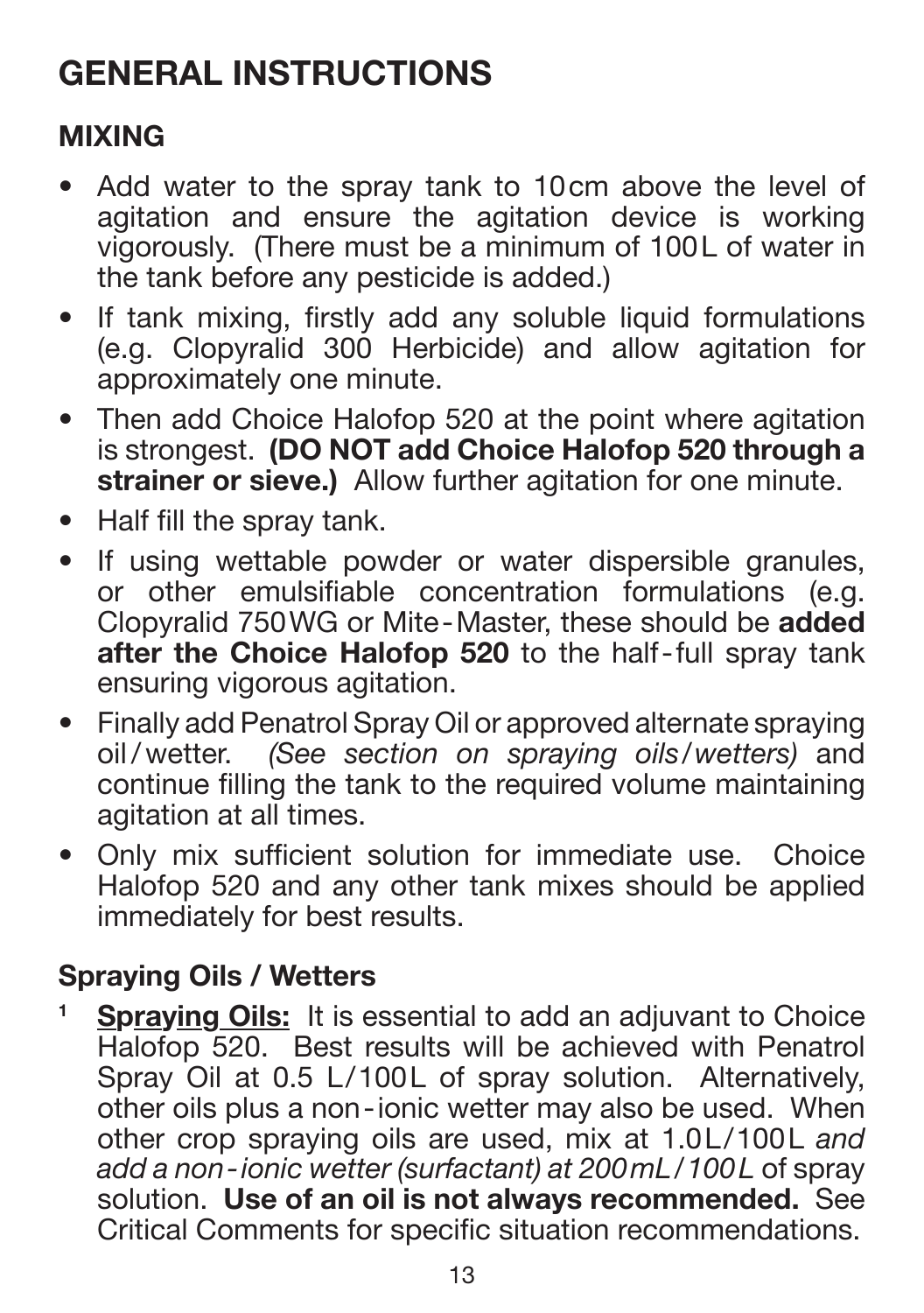# GENERAL INSTRUCTIONS

## MIXING

- Add water to the spray tank to 10cm above the level of agitation and ensure the agitation device is working vigorously. (There must be a minimum of 100L of water in the tank before any pesticide is added.)
- If tank mixing, firstly add any soluble liquid formulations (e.g. Clopyralid 300 Herbicide) and allow agitation for approximately one minute.
- Then add Choice Halofop 520 at the point where agitation is strongest. **(DO NOT add Choice Halofop 520 through a strainer or sieve.)** Allow further agitation for one minute.
- Half fill the spray tank.
- If using wettable powder or water dispersible granules, or other emulsifiable concentration formulations (e.g. Clopyralid 750WG or Mite-Master, these should be **added after the Choice Halofop 520** to the half-full spray tank ensuring vigorous agitation.
- Finally add Penatrol Spray Oil or approved alternate spraying oil/wetter. *(See section on spraying oils/wetters)* and continue filling the tank to the required volume maintaining agitation at all times.
- Only mix sufficient solution for immediate use. Choice Halofop 520 and any other tank mixes should be applied immediately for best results.

## Spraying Oils / Wetters

[1] **Spraying Oils:** It is essential to add an adjuvant to Choice Halofop 520. Best results will be achieved with Penatrol Spray Oil at 0.5 L/100L of spray solution. Alternatively, other oils plus a non-ionic wetter may also be used. When other crop spraying oils are used, mix at 1.0L/100L *and add a non-ionic wetter (surfactant) at 200mL/100L* of spray solution. **Use of an oil is not always recommended.** See Critical Comments for specific situation recommendations.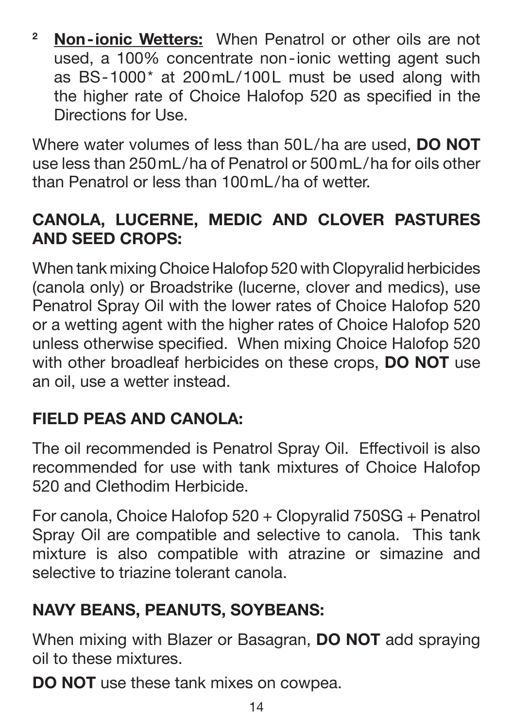[2] **Non-ionic Wetters:** When Penatrol or other oils are not used, a 100% concentrate non-ionic wetting agent such as BS-1000* at 200mL/100L must be used along with the higher rate of Choice Halofop 520 as specified in the Directions for Use.

Where water volumes of less than 50L/ha are used, **DO NOT** use less than 250mL/ha of Penatrol or 500mL/ha for oils other than Penatrol or less than 100mL/ha of wetter.

## CANOLA, LUCERNE, MEDIC AND CLOVER PASTURES AND SEED CROPS:

When tank mixing Choice Halofop 520 with Clopyralid herbicides (canola only) or Broadstrike (lucerne, clover and medics), use Penatrol Spray Oil with the lower rates of Choice Halofop 520 or a wetting agent with the higher rates of Choice Halofop 520 unless otherwise specified. When mixing Choice Halofop 520 with other broadleaf herbicides on these crops, **DO NOT** use an oil, use a wetter instead.

## FIELD PEAS AND CANOLA:

The oil recommended is Penatrol Spray Oil. Effectivoil is also recommended for use with tank mixtures of Choice Halofop 520 and Clethodim Herbicide.

For canola, Choice Halofop 520 + Clopyralid 750SG + Penatrol Spray Oil are compatible and selective to canola. This tank mixture is also compatible with atrazine or simazine and selective to triazine tolerant canola.

## NAVY BEANS, PEANUTS, SOYBEANS:

When mixing with Blazer or Basagran, **DO NOT** add spraying oil to these mixtures.

**DO NOT** use these tank mixes on cowpea.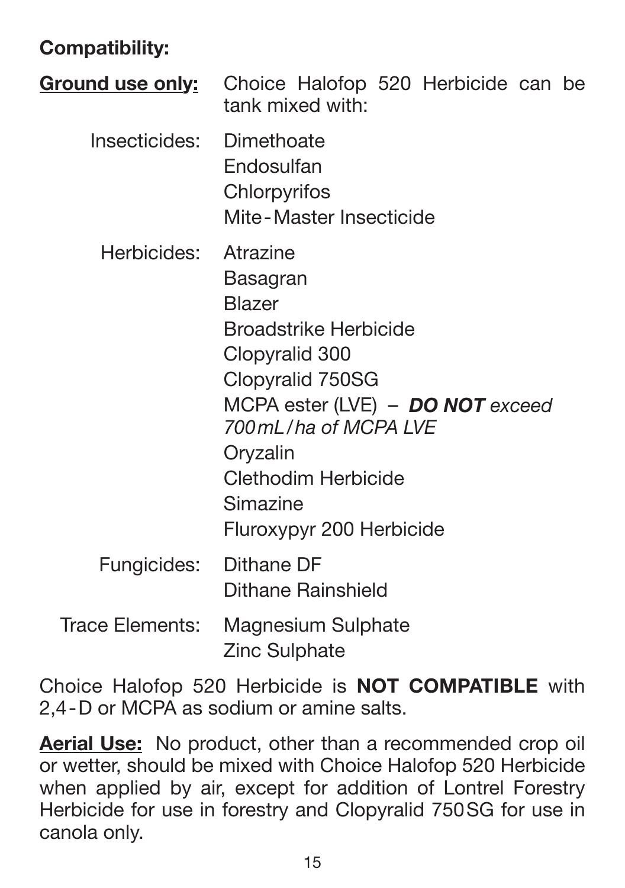**Compatibility:**

| | |
|---|---|
| <u>**Ground use only:**</u> | Choice Halofop 520 Herbicide can be tank mixed with: |
| Insecticides: | Dimethoate<br>Endosulfan<br>Chlorpyrifos<br>Mite-Master Insecticide |
| Herbicides: | Atrazine<br>Basagran<br>Blazer<br>Broadstrike Herbicide<br>Clopyralid 300<br>Clopyralid 750SG<br>MCPA ester (LVE) – ***DO NOT*** *exceed 700mL/ha of MCPA LVE*<br>Oryzalin<br>Clethodim Herbicide<br>Simazine<br>Fluroxypyr 200 Herbicide |
| Fungicides: | Dithane DF<br>Dithane Rainshield |
| Trace Elements: | Magnesium Sulphate<br>Zinc Sulphate |

Choice Halofop 520 Herbicide is **NOT COMPATIBLE** with 2,4-D or MCPA as sodium or amine salts.

<u>**Aerial Use:**</u> No product, other than a recommended crop oil or wetter, should be mixed with Choice Halofop 520 Herbicide when applied by air, except for addition of Lontrel Forestry Herbicide for use in forestry and Clopyralid 750SG for use in canola only.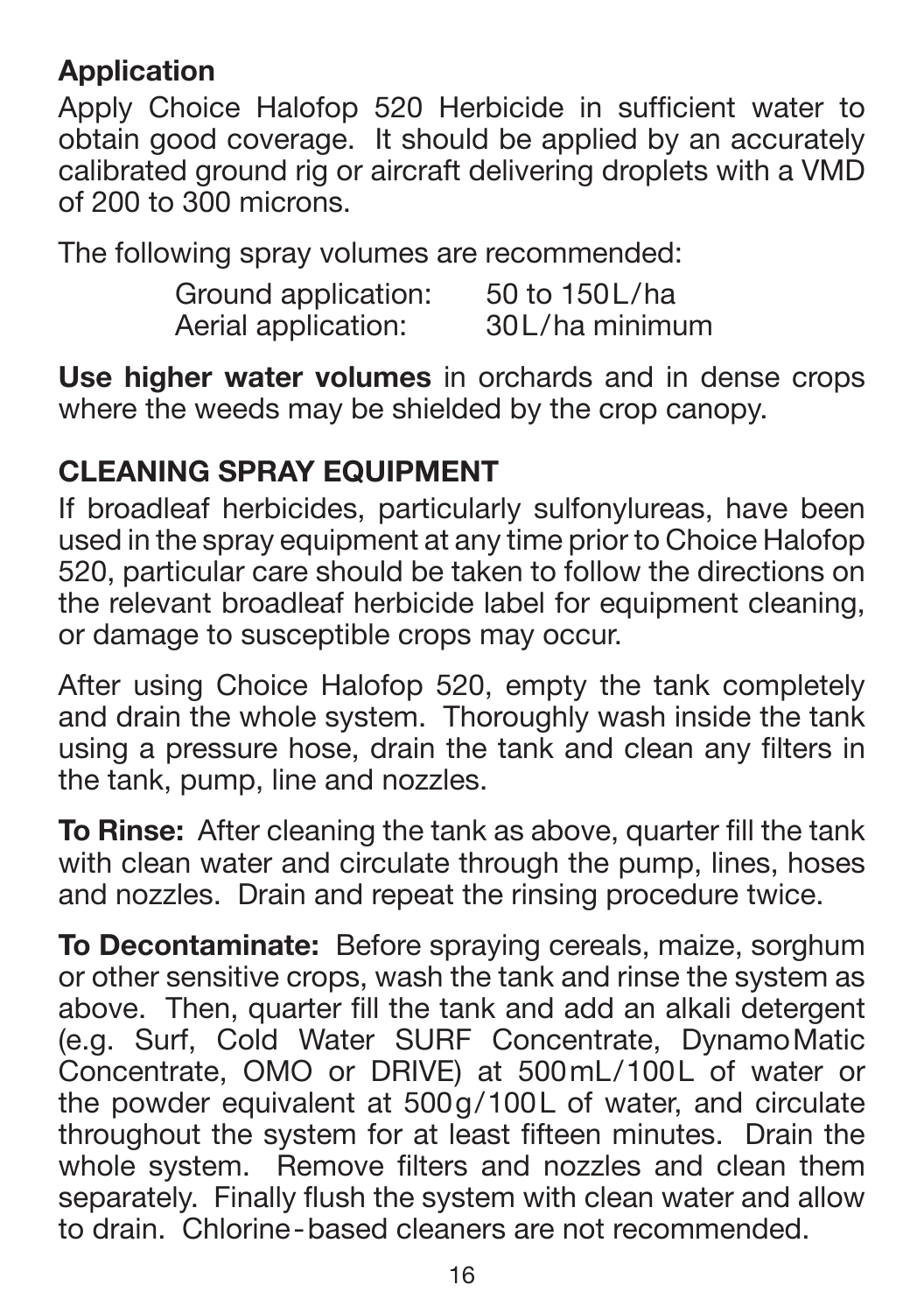## Application

Apply Choice Halofop 520 Herbicide in sufficient water to obtain good coverage. It should be applied by an accurately calibrated ground rig or aircraft delivering droplets with a VMD of 200 to 300 microns.

The following spray volumes are recommended:

| | |
|---|---|
| Ground application: | 50 to 150 L/ha |
| Aerial application: | 30 L/ha minimum |

**Use higher water volumes** in orchards and in dense crops where the weeds may be shielded by the crop canopy.

## CLEANING SPRAY EQUIPMENT

If broadleaf herbicides, particularly sulfonylureas, have been used in the spray equipment at any time prior to Choice Halofop 520, particular care should be taken to follow the directions on the relevant broadleaf herbicide label for equipment cleaning, or damage to susceptible crops may occur.

After using Choice Halofop 520, empty the tank completely and drain the whole system. Thoroughly wash inside the tank using a pressure hose, drain the tank and clean any filters in the tank, pump, line and nozzles.

**To Rinse:** After cleaning the tank as above, quarter fill the tank with clean water and circulate through the pump, lines, hoses and nozzles. Drain and repeat the rinsing procedure twice.

**To Decontaminate:** Before spraying cereals, maize, sorghum or other sensitive crops, wash the tank and rinse the system as above. Then, quarter fill the tank and add an alkali detergent (e.g. Surf, Cold Water SURF Concentrate, Dynamo Matic Concentrate, OMO or DRIVE) at 500 mL/100 L of water or the powder equivalent at 500 g/100 L of water, and circulate throughout the system for at least fifteen minutes. Drain the whole system. Remove filters and nozzles and clean them separately. Finally flush the system with clean water and allow to drain. Chlorine-based cleaners are not recommended.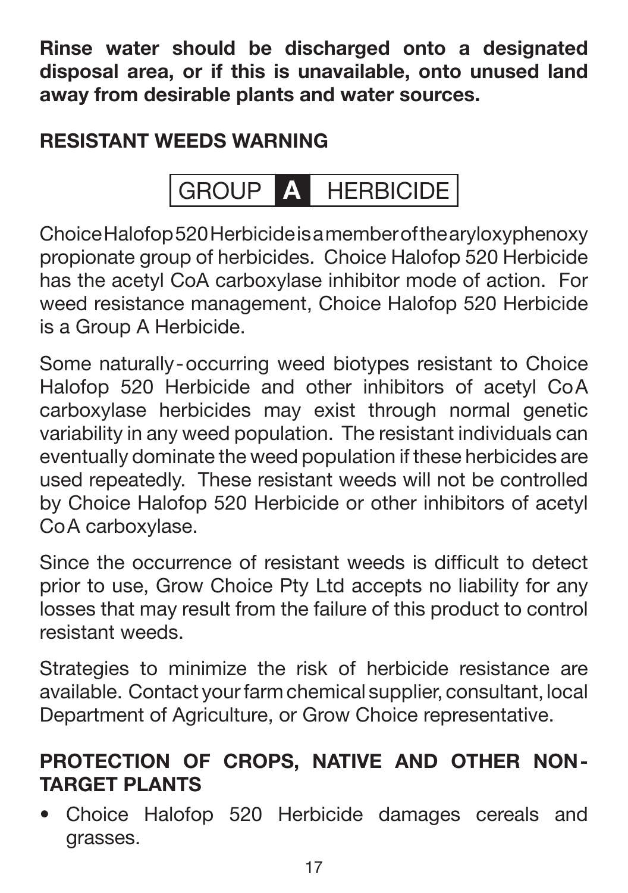**Rinse water should be discharged onto a designated disposal area, or if this is unavailable, onto unused land away from desirable plants and water sources.**

## RESISTANT WEEDS WARNING

**GROUP A HERBICIDE**

Choice Halofop 520 Herbicide is a member of the aryloxyphenoxy propionate group of herbicides. Choice Halofop 520 Herbicide has the acetyl CoA carboxylase inhibitor mode of action. For weed resistance management, Choice Halofop 520 Herbicide is a Group A Herbicide.

Some naturally-occurring weed biotypes resistant to Choice Halofop 520 Herbicide and other inhibitors of acetyl CoA carboxylase herbicides may exist through normal genetic variability in any weed population. The resistant individuals can eventually dominate the weed population if these herbicides are used repeatedly. These resistant weeds will not be controlled by Choice Halofop 520 Herbicide or other inhibitors of acetyl CoA carboxylase.

Since the occurrence of resistant weeds is difficult to detect prior to use, Grow Choice Pty Ltd accepts no liability for any losses that may result from the failure of this product to control resistant weeds.

Strategies to minimize the risk of herbicide resistance are available. Contact your farm chemical supplier, consultant, local Department of Agriculture, or Grow Choice representative.

## PROTECTION OF CROPS, NATIVE AND OTHER NON-TARGET PLANTS

- Choice Halofop 520 Herbicide damages cereals and grasses.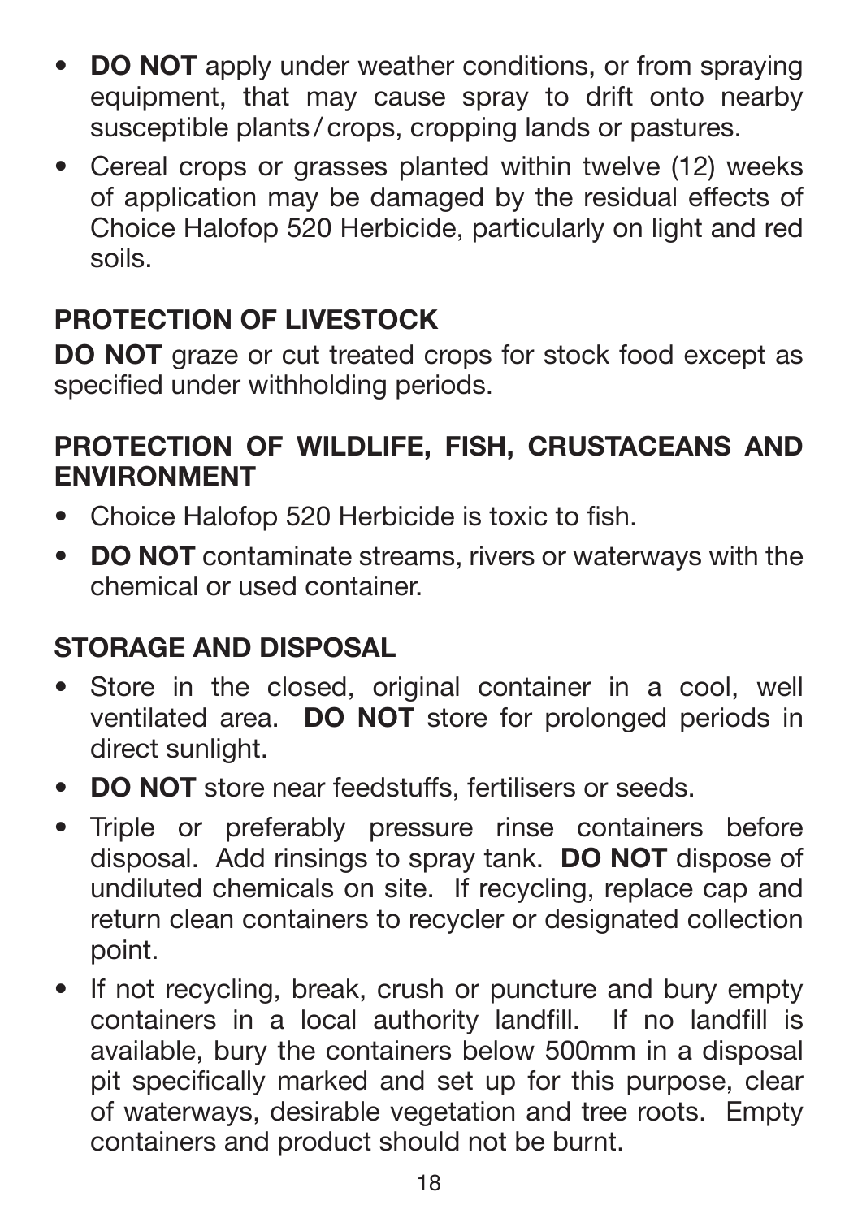- **DO NOT** apply under weather conditions, or from spraying equipment, that may cause spray to drift onto nearby susceptible plants / crops, cropping lands or pastures.
- Cereal crops or grasses planted within twelve (12) weeks of application may be damaged by the residual effects of Choice Halofop 520 Herbicide, particularly on light and red soils.

## PROTECTION OF LIVESTOCK

**DO NOT** graze or cut treated crops for stock food except as specified under withholding periods.

## PROTECTION OF WILDLIFE, FISH, CRUSTACEANS AND ENVIRONMENT

- Choice Halofop 520 Herbicide is toxic to fish.
- **DO NOT** contaminate streams, rivers or waterways with the chemical or used container.

## STORAGE AND DISPOSAL

- Store in the closed, original container in a cool, well ventilated area. **DO NOT** store for prolonged periods in direct sunlight.
- **DO NOT** store near feedstuffs, fertilisers or seeds.
- Triple or preferably pressure rinse containers before disposal. Add rinsings to spray tank. **DO NOT** dispose of undiluted chemicals on site. If recycling, replace cap and return clean containers to recycler or designated collection point.
- If not recycling, break, crush or puncture and bury empty containers in a local authority landfill. If no landfill is available, bury the containers below 500mm in a disposal pit specifically marked and set up for this purpose, clear of waterways, desirable vegetation and tree roots. Empty containers and product should not be burnt.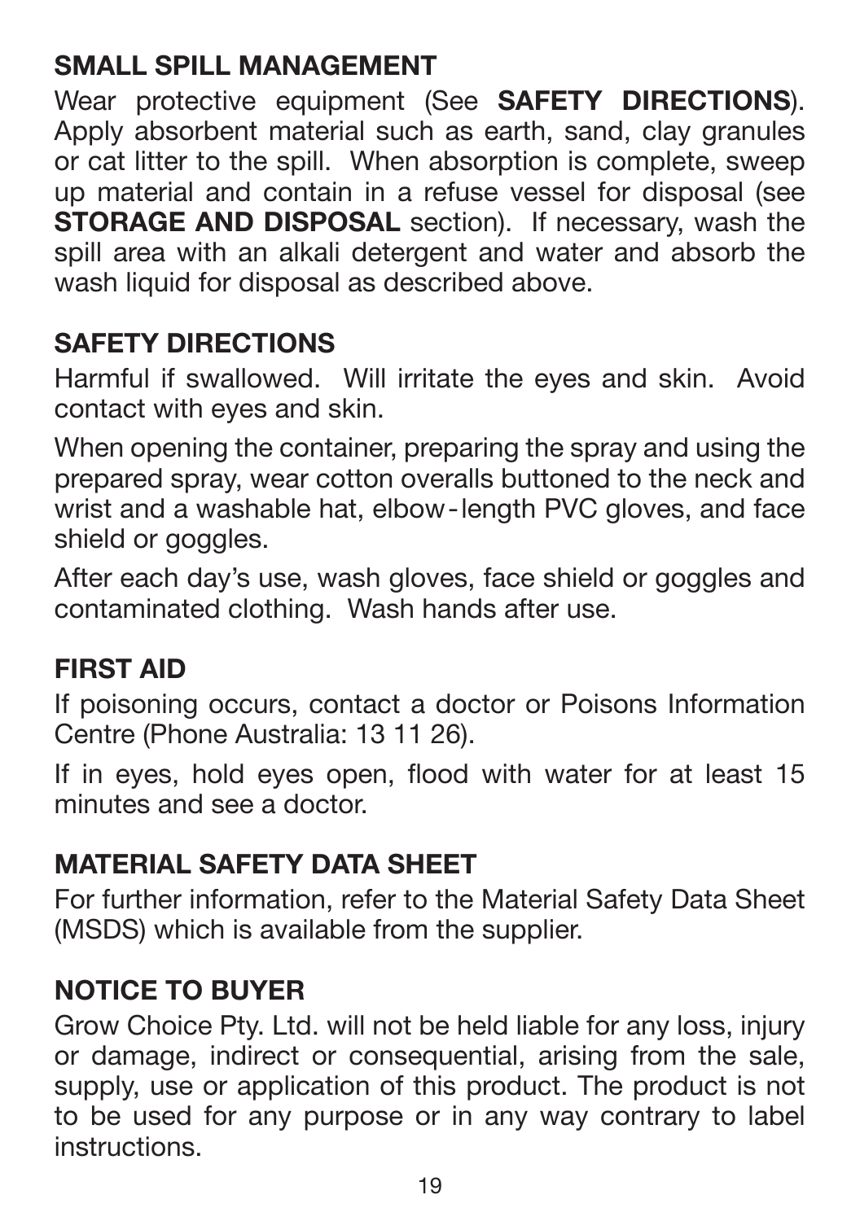## SMALL SPILL MANAGEMENT

Wear protective equipment (See **SAFETY DIRECTIONS**). Apply absorbent material such as earth, sand, clay granules or cat litter to the spill. When absorption is complete, sweep up material and contain in a refuse vessel for disposal (see **STORAGE AND DISPOSAL** section). If necessary, wash the spill area with an alkali detergent and water and absorb the wash liquid for disposal as described above.

## SAFETY DIRECTIONS

Harmful if swallowed. Will irritate the eyes and skin. Avoid contact with eyes and skin.

When opening the container, preparing the spray and using the prepared spray, wear cotton overalls buttoned to the neck and wrist and a washable hat, elbow-length PVC gloves, and face shield or goggles.

After each day's use, wash gloves, face shield or goggles and contaminated clothing. Wash hands after use.

## FIRST AID

If poisoning occurs, contact a doctor or Poisons Information Centre (Phone Australia: 13 11 26).

If in eyes, hold eyes open, flood with water for at least 15 minutes and see a doctor.

## MATERIAL SAFETY DATA SHEET

For further information, refer to the Material Safety Data Sheet (MSDS) which is available from the supplier.

## NOTICE TO BUYER

Grow Choice Pty. Ltd. will not be held liable for any loss, injury or damage, indirect or consequential, arising from the sale, supply, use or application of this product. The product is not to be used for any purpose or in any way contrary to label instructions.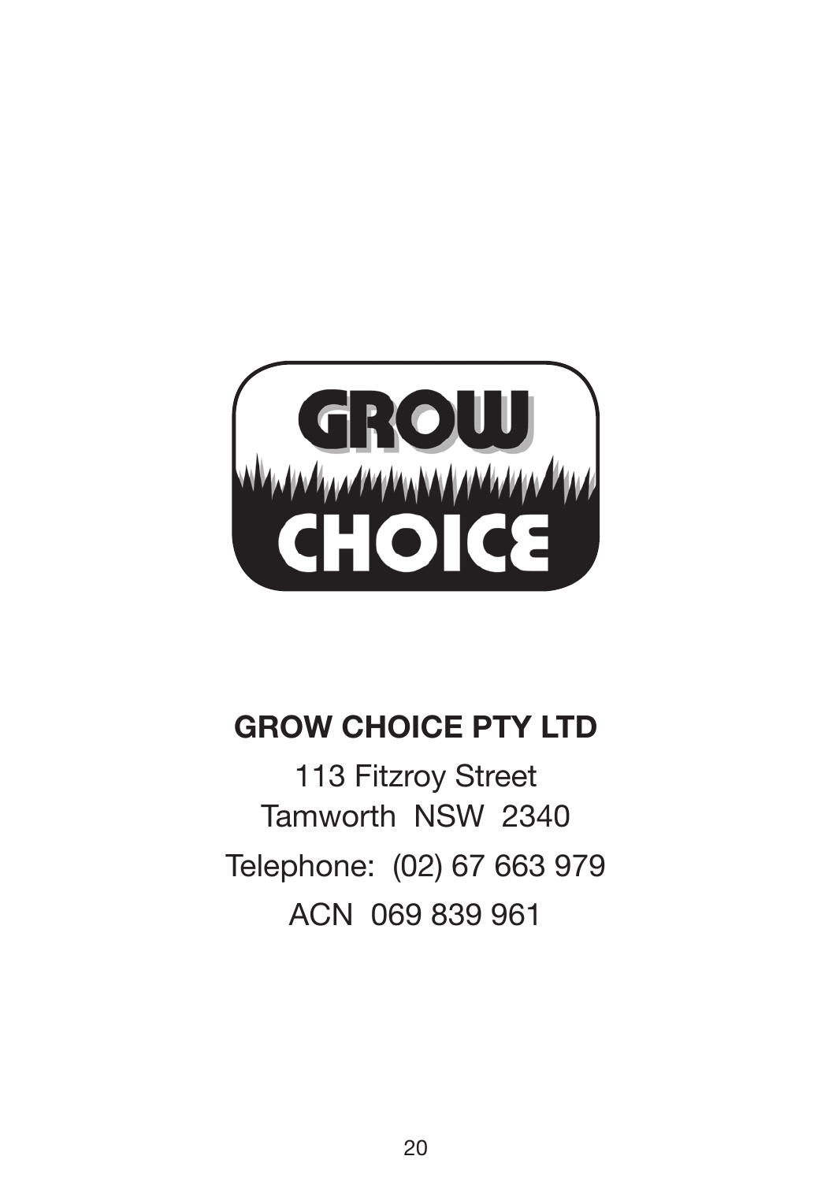**GROW CHOICE PTY LTD**

113 Fitzroy Street
Tamworth NSW 2340

Telephone: (02) 67 663 979

ACN 069 839 961